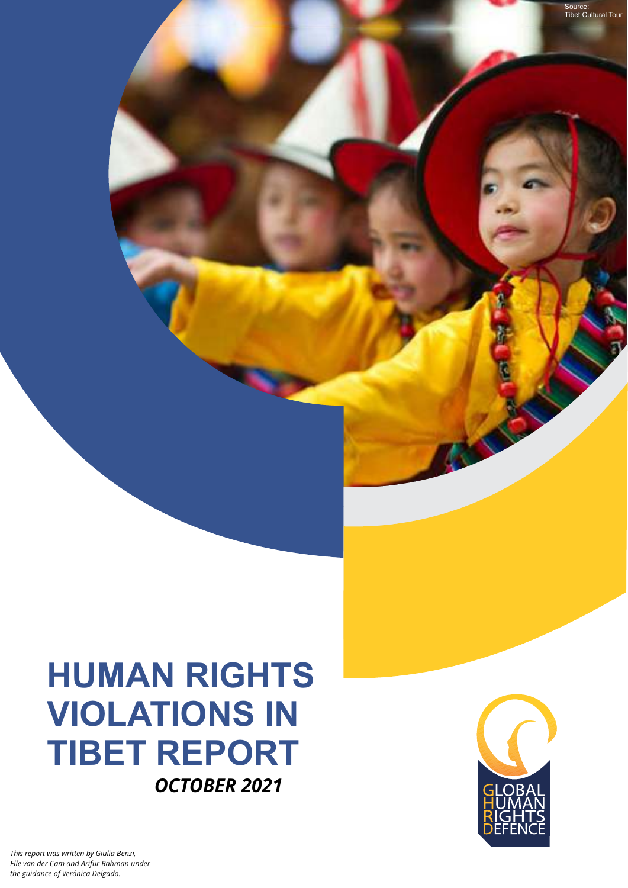Source:
Tibet Cultural Tour

# HUMAN RIGHTS VIOLATIONS IN TIBET REPORT

***OCTOBER 2021***

GLOBAL HUMAN RIGHTS DEFENCE

*This report was written by Giulia Benzi, Elle van der Cam and Arifur Rahman under the guidance of Verónica Delgado.*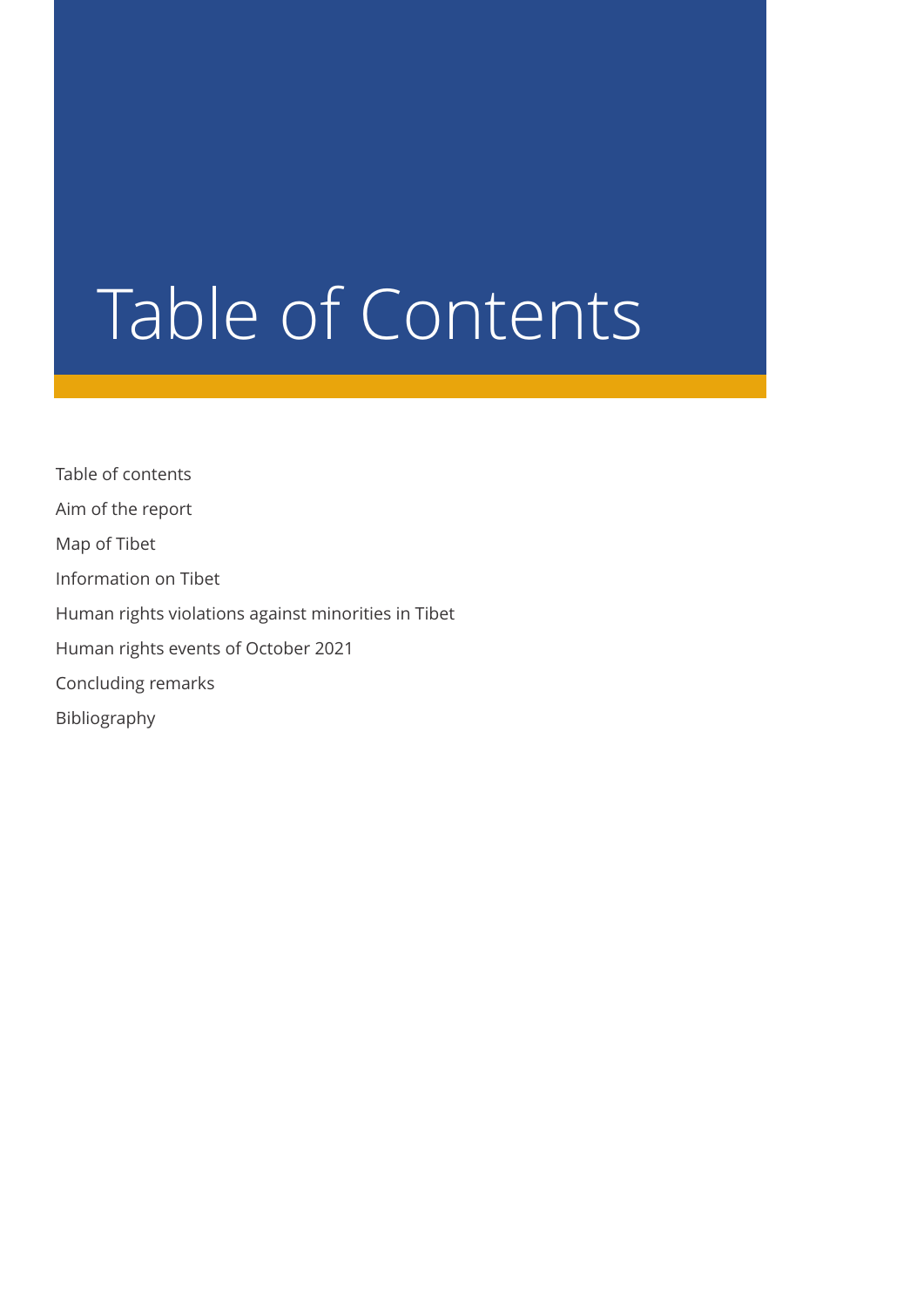# Table of Contents

Table of contents

Aim of the report

Map of Tibet

Information on Tibet

Human rights violations against minorities in Tibet

Human rights events of October 2021

Concluding remarks

Bibliography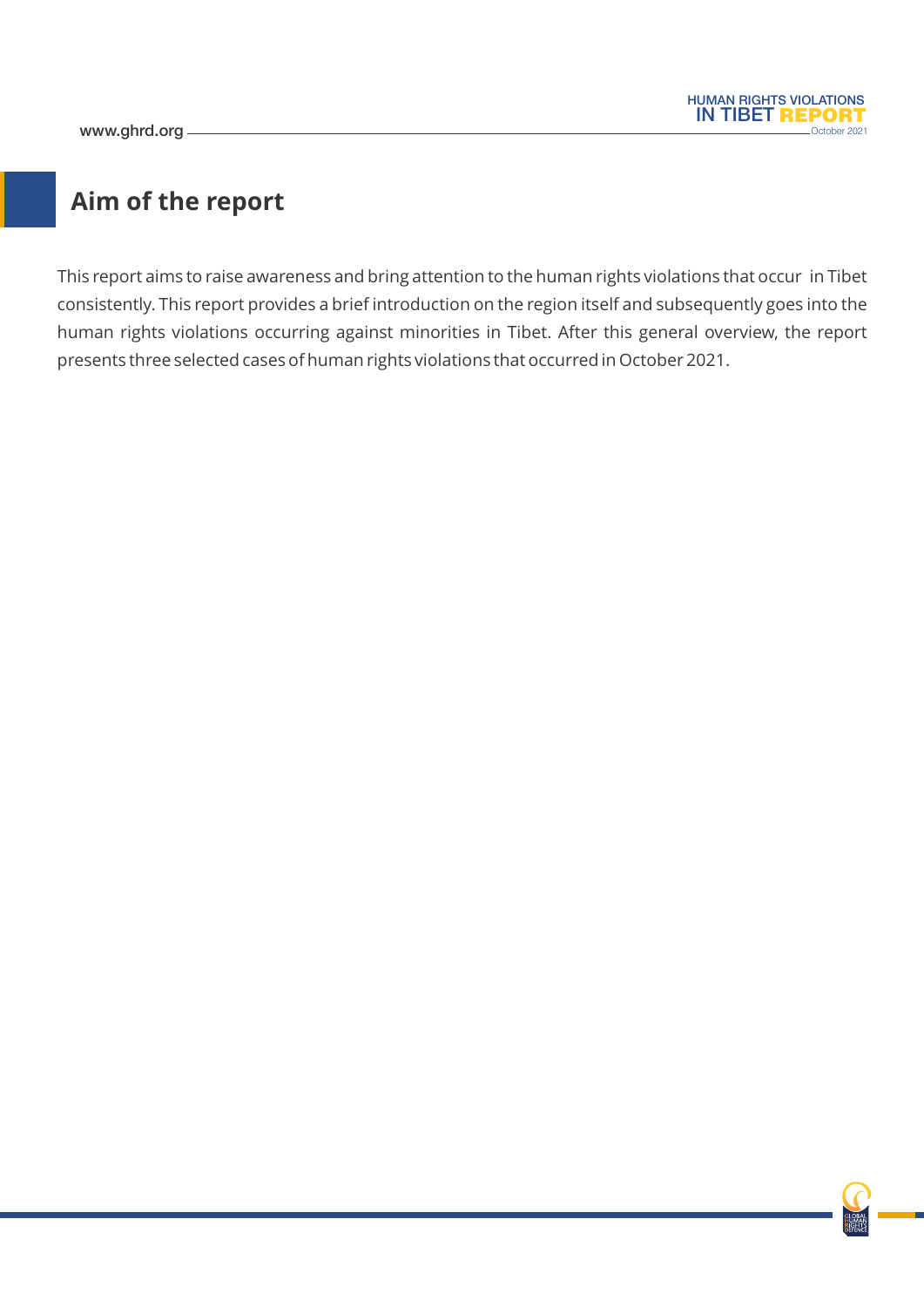## Aim of the report

This report aims to raise awareness and bring attention to the human rights violations that occur in Tibet consistently. This report provides a brief introduction on the region itself and subsequently goes into the human rights violations occurring against minorities in Tibet. After this general overview, the report presents three selected cases of human rights violations that occurred in October 2021.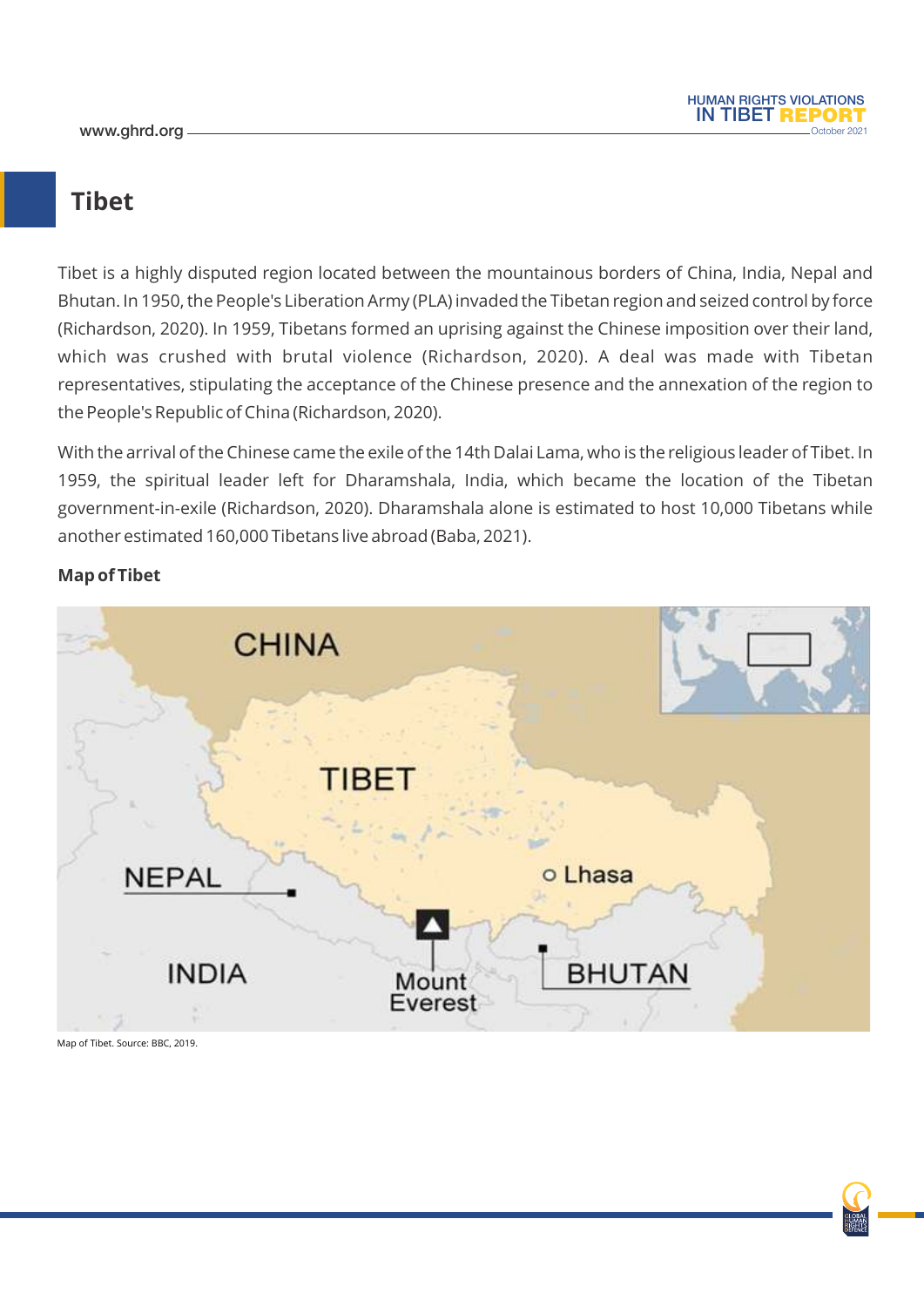## Tibet

Tibet is a highly disputed region located between the mountainous borders of China, India, Nepal and Bhutan. In 1950, the People's Liberation Army (PLA) invaded the Tibetan region and seized control by force (Richardson, 2020). In 1959, Tibetans formed an uprising against the Chinese imposition over their land, which was crushed with brutal violence (Richardson, 2020). A deal was made with Tibetan representatives, stipulating the acceptance of the Chinese presence and the annexation of the region to the People's Republic of China (Richardson, 2020).

With the arrival of the Chinese came the exile of the 14th Dalai Lama, who is the religious leader of Tibet. In 1959, the spiritual leader left for Dharamshala, India, which became the location of the Tibetan government-in-exile (Richardson, 2020). Dharamshala alone is estimated to host 10,000 Tibetans while another estimated 160,000 Tibetans live abroad (Baba, 2021).

**Map of Tibet**

Map of Tibet. Source: BBC, 2019.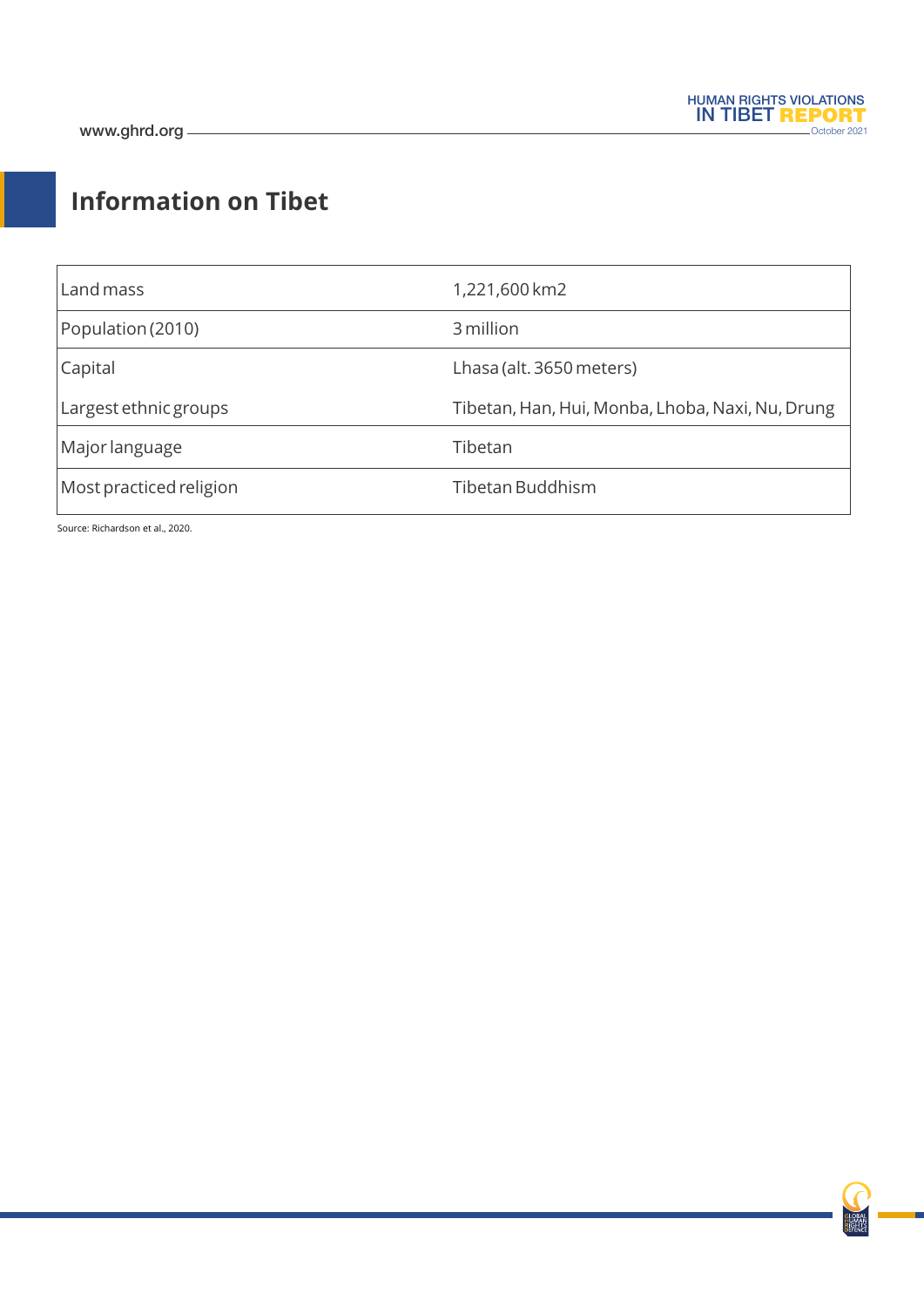## Information on Tibet

| | |
|---|---|
| Land mass | 1,221,600 km2 |
| Population (2010) | 3 million |
| Capital | Lhasa (alt. 3650 meters) |
| Largest ethnic groups | Tibetan, Han, Hui, Monba, Lhoba, Naxi, Nu, Drung |
| Major language | Tibetan |
| Most practiced religion | Tibetan Buddhism |

Source: Richardson et al., 2020.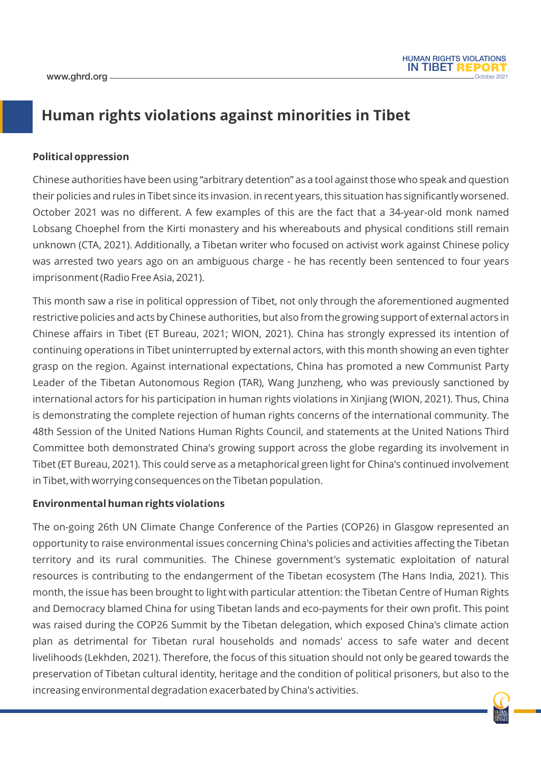# Human rights violations against minorities in Tibet

**Political oppression**

Chinese authorities have been using "arbitrary detention" as a tool against those who speak and question their policies and rules in Tibet since its invasion. in recent years, this situation has significantly worsened. October 2021 was no different. A few examples of this are the fact that a 34-year-old monk named Lobsang Choephel from the Kirti monastery and his whereabouts and physical conditions still remain unknown (CTA, 2021). Additionally, a Tibetan writer who focused on activist work against Chinese policy was arrested two years ago on an ambiguous charge - he has recently been sentenced to four years imprisonment (Radio Free Asia, 2021).

This month saw a rise in political oppression of Tibet, not only through the aforementioned augmented restrictive policies and acts by Chinese authorities, but also from the growing support of external actors in Chinese affairs in Tibet (ET Bureau, 2021; WION, 2021). China has strongly expressed its intention of continuing operations in Tibet uninterrupted by external actors, with this month showing an even tighter grasp on the region. Against international expectations, China has promoted a new Communist Party Leader of the Tibetan Autonomous Region (TAR), Wang Junzheng, who was previously sanctioned by international actors for his participation in human rights violations in Xinjiang (WION, 2021). Thus, China is demonstrating the complete rejection of human rights concerns of the international community. The 48th Session of the United Nations Human Rights Council, and statements at the United Nations Third Committee both demonstrated China's growing support across the globe regarding its involvement in Tibet (ET Bureau, 2021). This could serve as a metaphorical green light for China's continued involvement in Tibet, with worrying consequences on the Tibetan population.

**Environmental human rights violations**

The on-going 26th UN Climate Change Conference of the Parties (COP26) in Glasgow represented an opportunity to raise environmental issues concerning China's policies and activities affecting the Tibetan territory and its rural communities. The Chinese government's systematic exploitation of natural resources is contributing to the endangerment of the Tibetan ecosystem (The Hans India, 2021). This month, the issue has been brought to light with particular attention: the Tibetan Centre of Human Rights and Democracy blamed China for using Tibetan lands and eco-payments for their own profit. This point was raised during the COP26 Summit by the Tibetan delegation, which exposed China's climate action plan as detrimental for Tibetan rural households and nomads' access to safe water and decent livelihoods (Lekhden, 2021). Therefore, the focus of this situation should not only be geared towards the preservation of Tibetan cultural identity, heritage and the condition of political prisoners, but also to the increasing environmental degradation exacerbated by China's activities.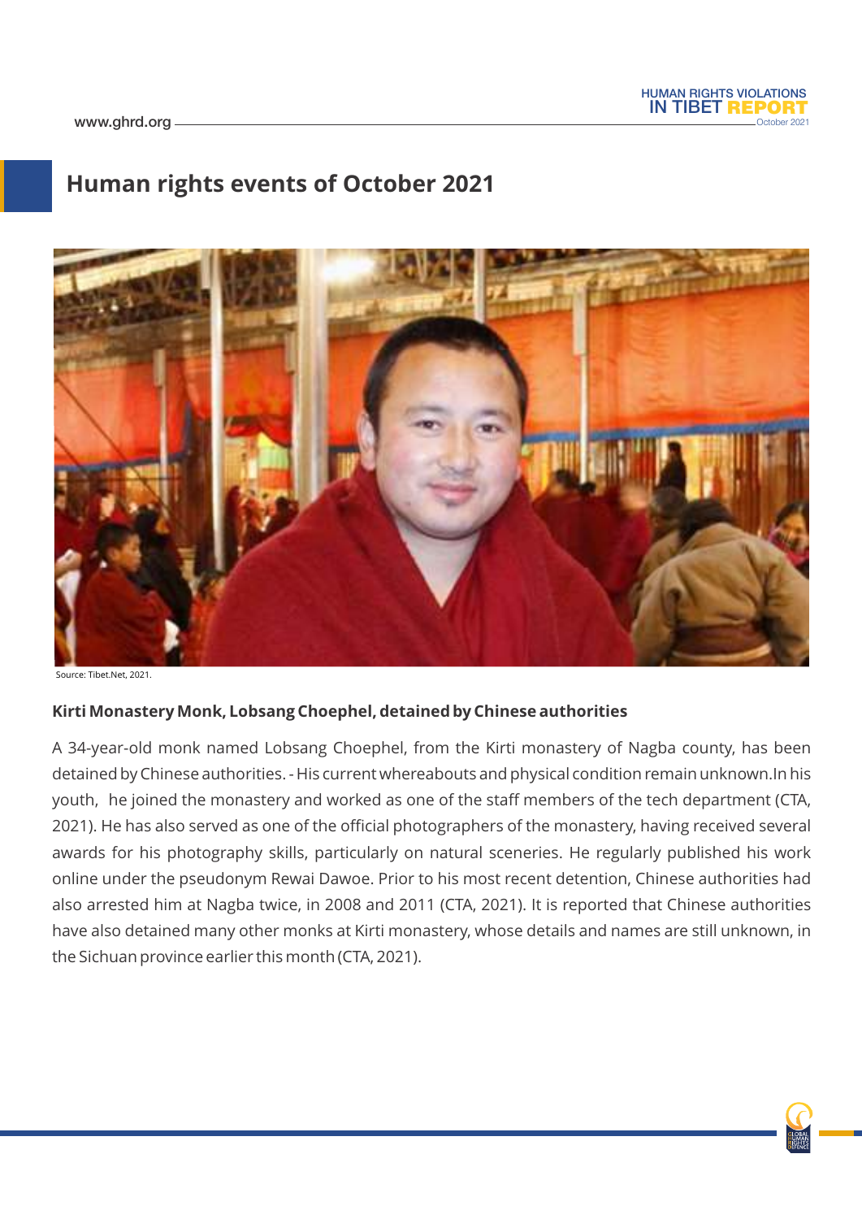## Human rights events of October 2021

Source: Tibet.Net, 2021.

**Kirti Monastery Monk, Lobsang Choephel, detained by Chinese authorities**

A 34-year-old monk named Lobsang Choephel, from the Kirti monastery of Nagba county, has been detained by Chinese authorities. - His current whereabouts and physical condition remain unknown.In his youth, he joined the monastery and worked as one of the staff members of the tech department (CTA, 2021). He has also served as one of the official photographers of the monastery, having received several awards for his photography skills, particularly on natural sceneries. He regularly published his work online under the pseudonym Rewai Dawoe. Prior to his most recent detention, Chinese authorities had also arrested him at Nagba twice, in 2008 and 2011 (CTA, 2021). It is reported that Chinese authorities have also detained many other monks at Kirti monastery, whose details and names are still unknown, in the Sichuan province earlier this month (CTA, 2021).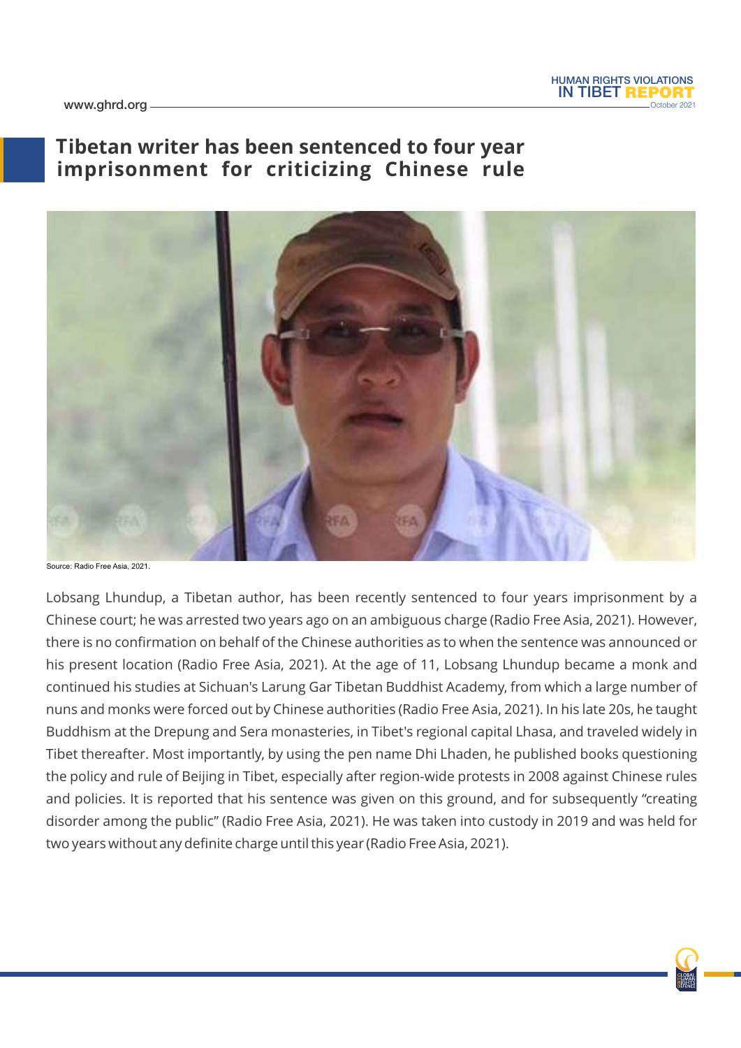## Tibetan writer has been sentenced to four year imprisonment for criticizing Chinese rule

Source: Radio Free Asia, 2021.

Lobsang Lhundup, a Tibetan author, has been recently sentenced to four years imprisonment by a Chinese court; he was arrested two years ago on an ambiguous charge (Radio Free Asia, 2021). However, there is no confirmation on behalf of the Chinese authorities as to when the sentence was announced or his present location (Radio Free Asia, 2021). At the age of 11, Lobsang Lhundup became a monk and continued his studies at Sichuan's Larung Gar Tibetan Buddhist Academy, from which a large number of nuns and monks were forced out by Chinese authorities (Radio Free Asia, 2021). In his late 20s, he taught Buddhism at the Drepung and Sera monasteries, in Tibet's regional capital Lhasa, and traveled widely in Tibet thereafter. Most importantly, by using the pen name Dhi Lhaden, he published books questioning the policy and rule of Beijing in Tibet, especially after region-wide protests in 2008 against Chinese rules and policies. It is reported that his sentence was given on this ground, and for subsequently "creating disorder among the public" (Radio Free Asia, 2021). He was taken into custody in 2019 and was held for two years without any definite charge until this year (Radio Free Asia, 2021).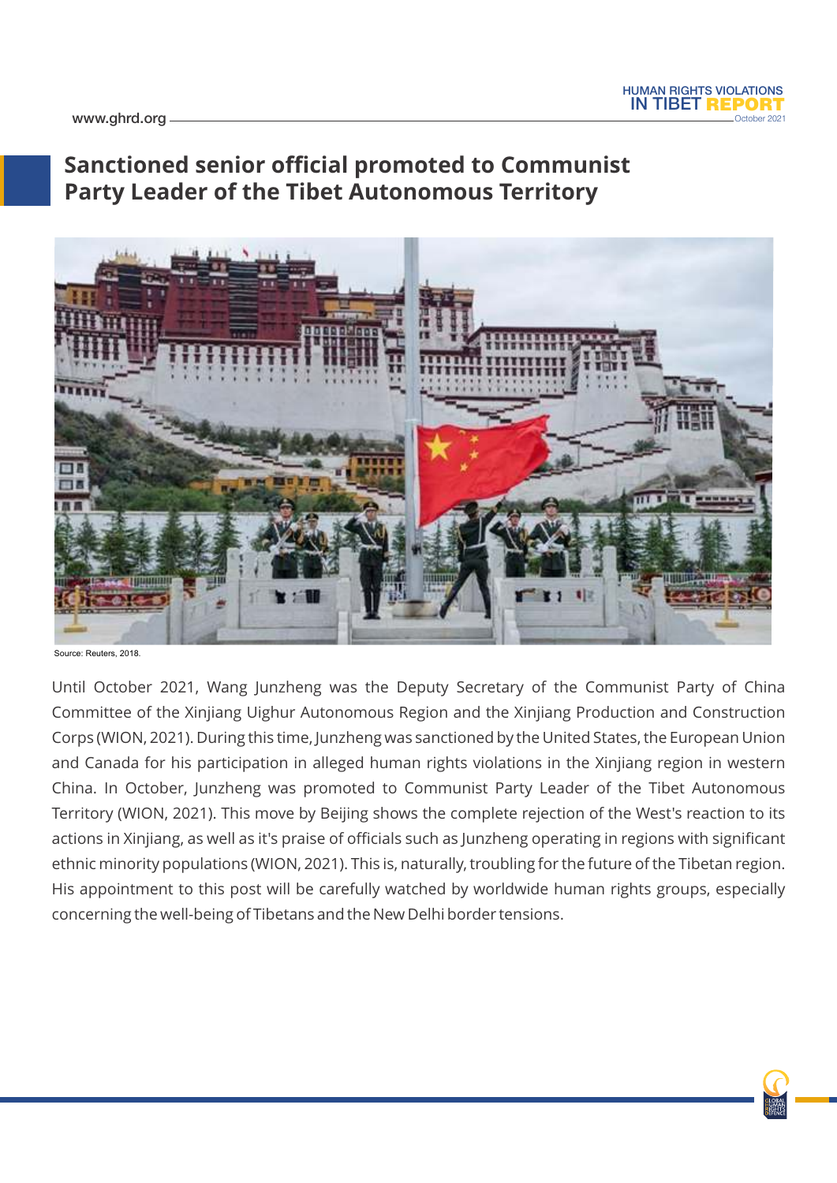## Sanctioned senior official promoted to Communist Party Leader of the Tibet Autonomous Territory

Source: Reuters, 2018.

Until October 2021, Wang Junzheng was the Deputy Secretary of the Communist Party of China Committee of the Xinjiang Uighur Autonomous Region and the Xinjiang Production and Construction Corps (WION, 2021). During this time, Junzheng was sanctioned by the United States, the European Union and Canada for his participation in alleged human rights violations in the Xinjiang region in western China. In October, Junzheng was promoted to Communist Party Leader of the Tibet Autonomous Territory (WION, 2021). This move by Beijing shows the complete rejection of the West's reaction to its actions in Xinjiang, as well as it's praise of officials such as Junzheng operating in regions with significant ethnic minority populations (WION, 2021). This is, naturally, troubling for the future of the Tibetan region. His appointment to this post will be carefully watched by worldwide human rights groups, especially concerning the well-being of Tibetans and the New Delhi border tensions.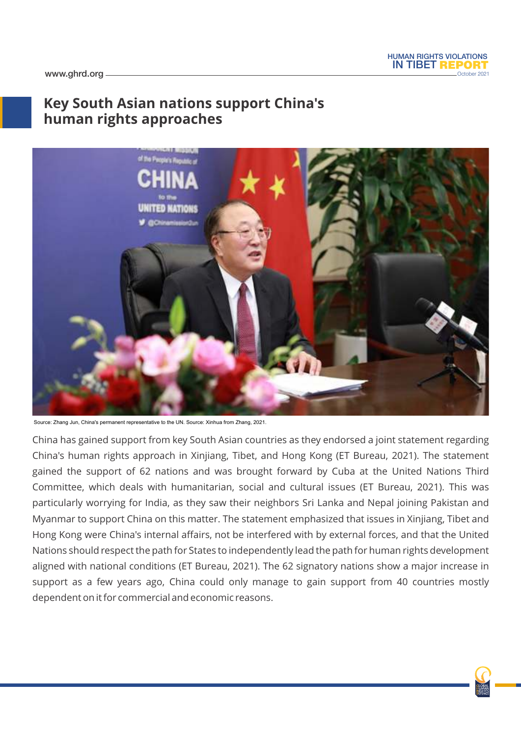## Key South Asian nations support China's human rights approaches

Source: Zhang Jun, China's permanent representative to the UN. Source: Xinhua from Zhang, 2021.

China has gained support from key South Asian countries as they endorsed a joint statement regarding China's human rights approach in Xinjiang, Tibet, and Hong Kong (ET Bureau, 2021). The statement gained the support of 62 nations and was brought forward by Cuba at the United Nations Third Committee, which deals with humanitarian, social and cultural issues (ET Bureau, 2021). This was particularly worrying for India, as they saw their neighbors Sri Lanka and Nepal joining Pakistan and Myanmar to support China on this matter. The statement emphasized that issues in Xinjiang, Tibet and Hong Kong were China's internal affairs, not be interfered with by external forces, and that the United Nations should respect the path for States to independently lead the path for human rights development aligned with national conditions (ET Bureau, 2021). The 62 signatory nations show a major increase in support as a few years ago, China could only manage to gain support from 40 countries mostly dependent on it for commercial and economic reasons.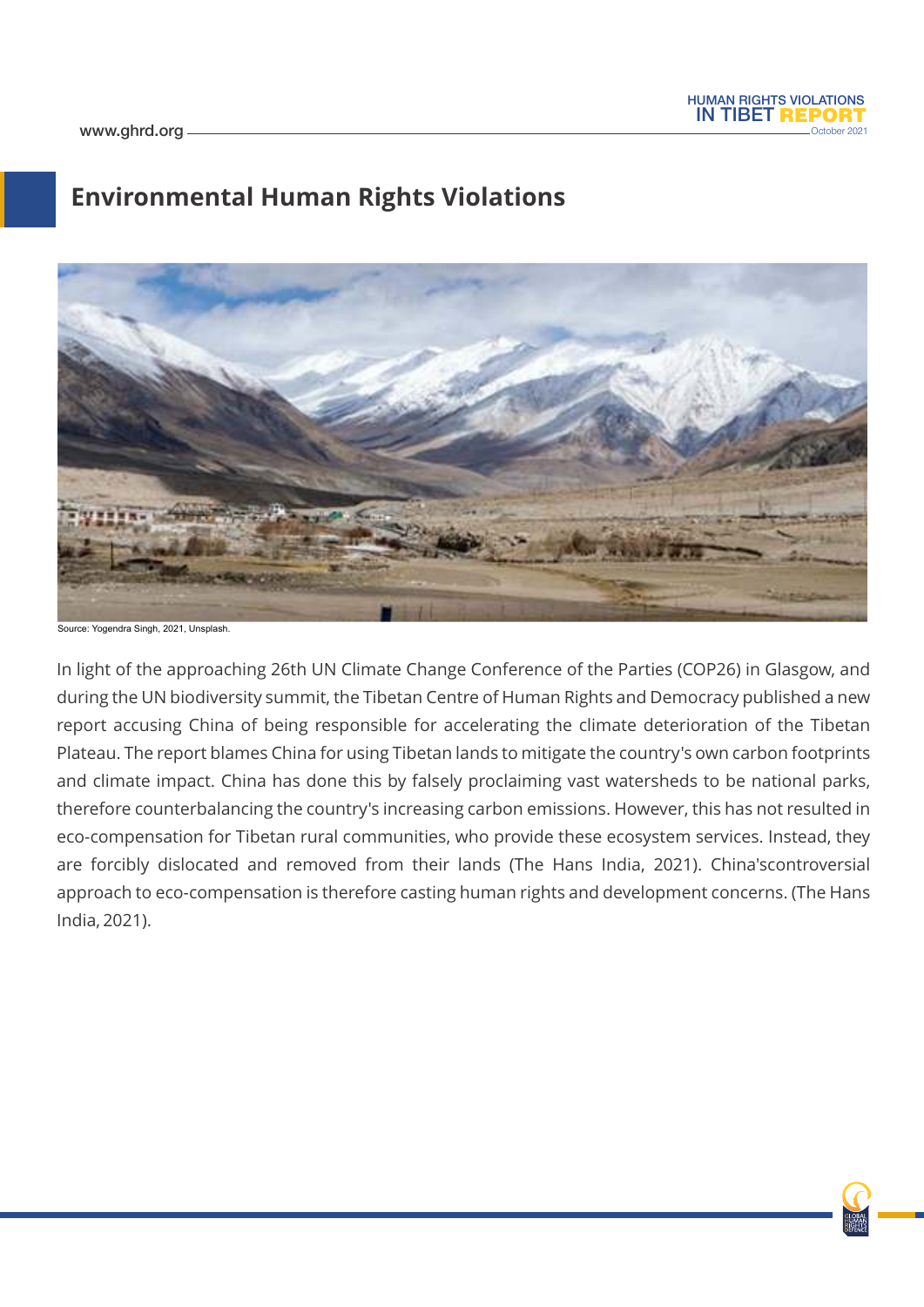## Environmental Human Rights Violations

Source: Yogendra Singh, 2021, Unsplash.

In light of the approaching 26th UN Climate Change Conference of the Parties (COP26) in Glasgow, and during the UN biodiversity summit, the Tibetan Centre of Human Rights and Democracy published a new report accusing China of being responsible for accelerating the climate deterioration of the Tibetan Plateau. The report blames China for using Tibetan lands to mitigate the country's own carbon footprints and climate impact. China has done this by falsely proclaiming vast watersheds to be national parks, therefore counterbalancing the country's increasing carbon emissions. However, this has not resulted in eco-compensation for Tibetan rural communities, who provide these ecosystem services. Instead, they are forcibly dislocated and removed from their lands (The Hans India, 2021). China'scontroversial approach to eco-compensation is therefore casting human rights and development concerns. (The Hans India, 2021).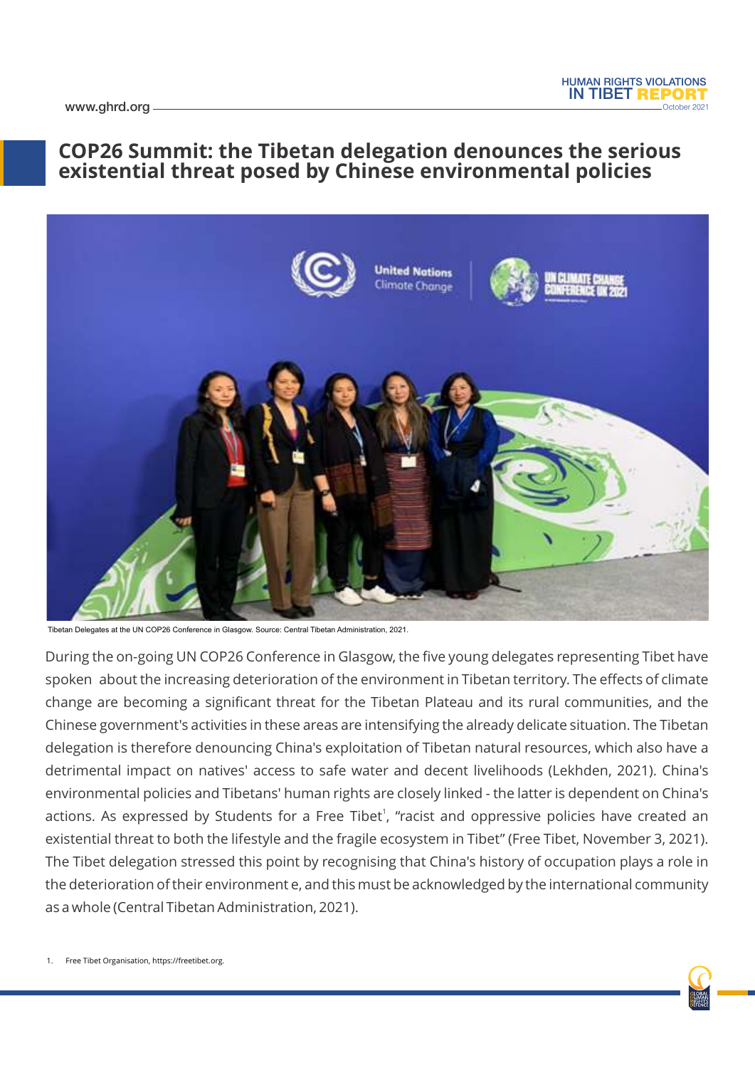# COP26 Summit: the Tibetan delegation denounces the serious existential threat posed by Chinese environmental policies

Tibetan Delegates at the UN COP26 Conference in Glasgow. Source: Central Tibetan Administration, 2021.

During the on-going UN COP26 Conference in Glasgow, the five young delegates representing Tibet have spoken about the increasing deterioration of the environment in Tibetan territory. The effects of climate change are becoming a significant threat for the Tibetan Plateau and its rural communities, and the Chinese government's activities in these areas are intensifying the already delicate situation. The Tibetan delegation is therefore denouncing China's exploitation of Tibetan natural resources, which also have a detrimental impact on natives' access to safe water and decent livelihoods (Lekhden, 2021). China's environmental policies and Tibetans' human rights are closely linked - the latter is dependent on China's actions. As expressed by Students for a Free Tibet[1], "racist and oppressive policies have created an existential threat to both the lifestyle and the fragile ecosystem in Tibet" (Free Tibet, November 3, 2021). The Tibet delegation stressed this point by recognising that China's history of occupation plays a role in the deterioration of their environment e, and this must be acknowledged by the international community as a whole (Central Tibetan Administration, 2021).

1. Free Tibet Organisation, https://freetibet.org.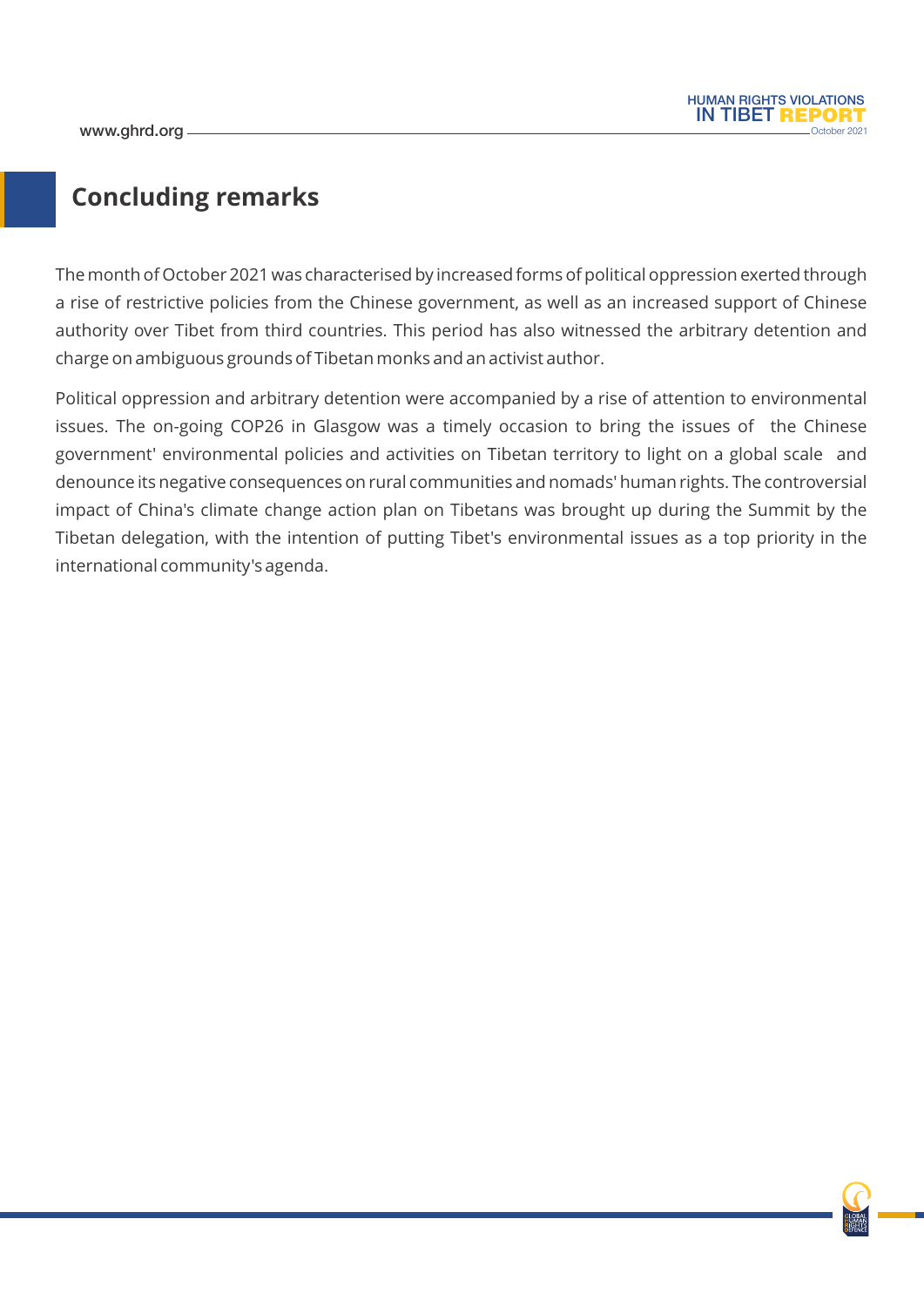## Concluding remarks

The month of October 2021 was characterised by increased forms of political oppression exerted through a rise of restrictive policies from the Chinese government, as well as an increased support of Chinese authority over Tibet from third countries. This period has also witnessed the arbitrary detention and charge on ambiguous grounds of Tibetan monks and an activist author.

Political oppression and arbitrary detention were accompanied by a rise of attention to environmental issues. The on-going COP26 in Glasgow was a timely occasion to bring the issues of the Chinese government' environmental policies and activities on Tibetan territory to light on a global scale and denounce its negative consequences on rural communities and nomads' human rights. The controversial impact of China's climate change action plan on Tibetans was brought up during the Summit by the Tibetan delegation, with the intention of putting Tibet's environmental issues as a top priority in the international community's agenda.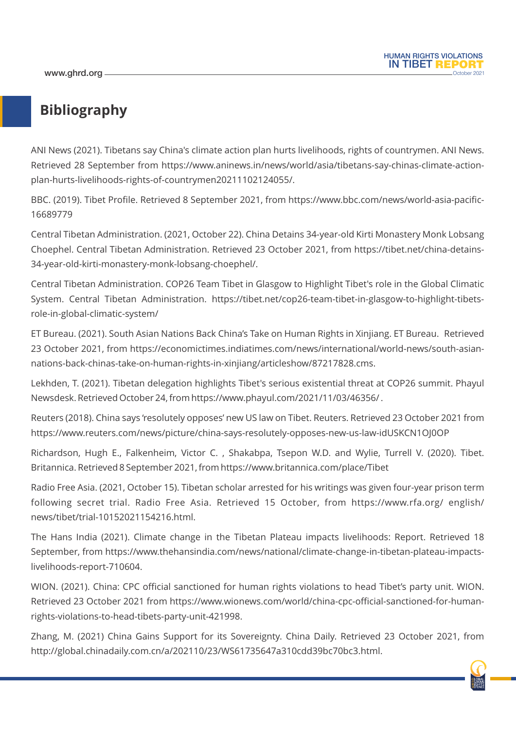## Bibliography

ANI News (2021). Tibetans say China's climate action plan hurts livelihoods, rights of countrymen. ANI News. Retrieved 28 September from https://www.aninews.in/news/world/asia/tibetans-say-chinas-climate-action-plan-hurts-livelihoods-rights-of-countrymen20211102124055/.

BBC. (2019). Tibet Profile. Retrieved 8 September 2021, from https://www.bbc.com/news/world-asia-pacific-16689779

Central Tibetan Administration. (2021, October 22). China Detains 34-year-old Kirti Monastery Monk Lobsang Choephel. Central Tibetan Administration. Retrieved 23 October 2021, from https://tibet.net/china-detains-34-year-old-kirti-monastery-monk-lobsang-choephel/.

Central Tibetan Administration. COP26 Team Tibet in Glasgow to Highlight Tibet's role in the Global Climatic System. Central Tibetan Administration. https://tibet.net/cop26-team-tibet-in-glasgow-to-highlight-tibets-role-in-global-climatic-system/

ET Bureau. (2021). South Asian Nations Back China's Take on Human Rights in Xinjiang. ET Bureau. Retrieved 23 October 2021, from https://economictimes.indiatimes.com/news/international/world-news/south-asian-nations-back-chinas-take-on-human-rights-in-xinjiang/articleshow/87217828.cms.

Lekhden, T. (2021). Tibetan delegation highlights Tibet's serious existential threat at COP26 summit. Phayul Newsdesk. Retrieved October 24, from https://www.phayul.com/2021/11/03/46356/ .

Reuters (2018). China says 'resolutely opposes' new US law on Tibet. Reuters. Retrieved 23 October 2021 from https://www.reuters.com/news/picture/china-says-resolutely-opposes-new-us-law-idUSKCN1OJ0OP

Richardson, Hugh E., Falkenheim, Victor C. , Shakabpa, Tsepon W.D. and Wylie, Turrell V. (2020). Tibet. Britannica. Retrieved 8 September 2021, from https://www.britannica.com/place/Tibet

Radio Free Asia. (2021, October 15). Tibetan scholar arrested for his writings was given four-year prison term following secret trial. Radio Free Asia. Retrieved 15 October, from https://www.rfa.org/ english/news/tibet/trial-10152021154216.html.

The Hans India (2021). Climate change in the Tibetan Plateau impacts livelihoods: Report. Retrieved 18 September, from https://www.thehansindia.com/news/national/climate-change-in-tibetan-plateau-impacts-livelihoods-report-710604.

WION. (2021). China: CPC official sanctioned for human rights violations to head Tibet's party unit. WION. Retrieved 23 October 2021 from https://www.wionews.com/world/china-cpc-official-sanctioned-for-human-rights-violations-to-head-tibets-party-unit-421998.

Zhang, M. (2021) China Gains Support for its Sovereignty. China Daily. Retrieved 23 October 2021, from http://global.chinadaily.com.cn/a/202110/23/WS61735647a310cdd39bc70bc3.html.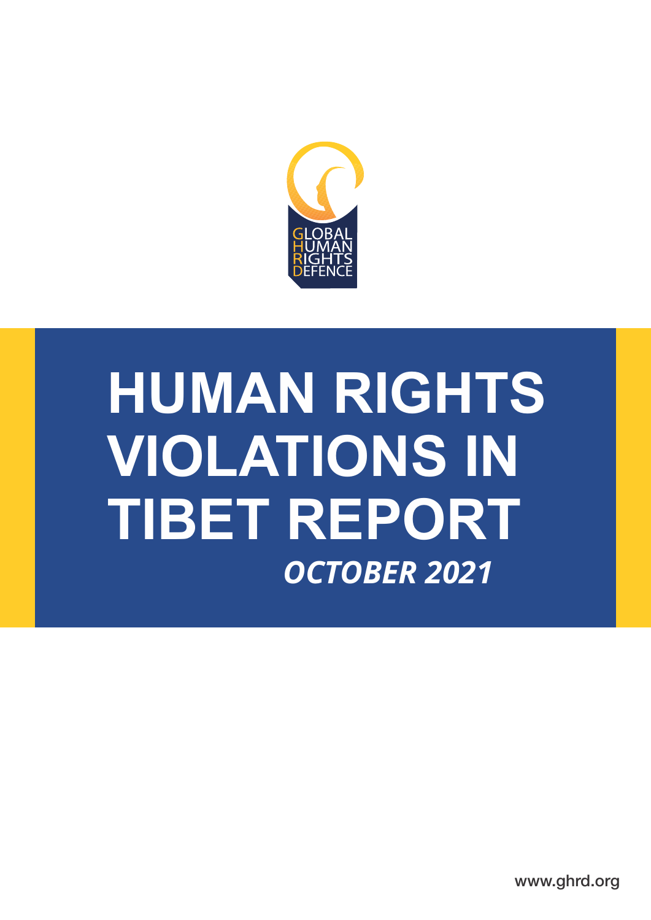GLOBAL HUMAN RIGHTS DEFENCE

# HUMAN RIGHTS VIOLATIONS IN TIBET REPORT

***OCTOBER 2021***

www.ghrd.org